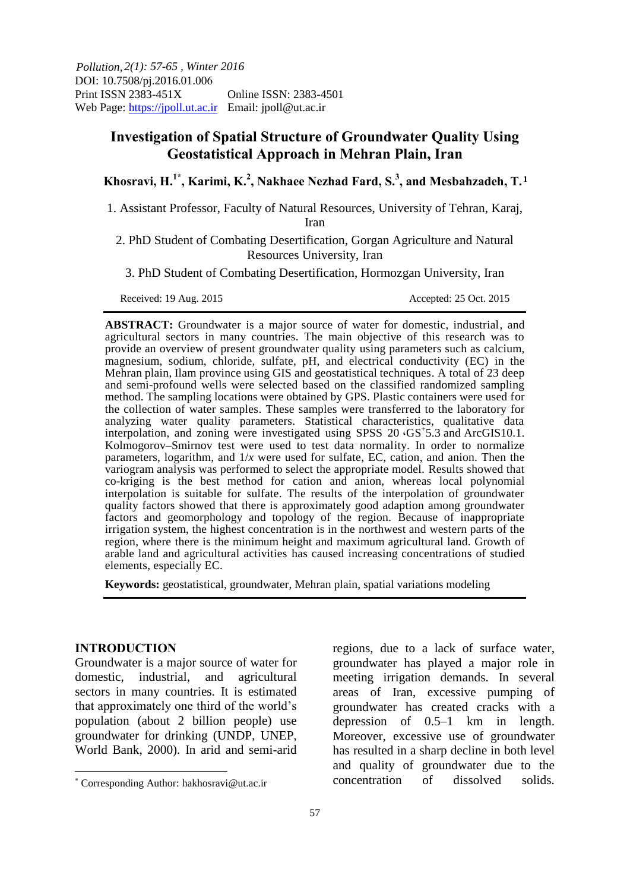Pollution, 2(1): 57-65, Winter 2016
DOI: 10.7508/pj.2016.01.006
Print ISSN 2383-451X Online ISSN: 2383-4501
Web Page: https://jpoll.ut.ac.ir Email: jpoll@ut.ac.ir

# Investigation of Spatial Structure of Groundwater Quality Using Geostatistical Approach in Mehran Plain, Iran

**Khosravi, H.[1*], Karimi, K.[2], Nakhaee Nezhad Fard, S.[3], and Mesbahzadeh, T.[1]**

1. Assistant Professor, Faculty of Natural Resources, University of Tehran, Karaj, Iran
2. PhD Student of Combating Desertification, Gorgan Agriculture and Natural Resources University, Iran
3. PhD Student of Combating Desertification, Hormozgan University, Iran

Received: 19 Aug. 2015 Accepted: 25 Oct. 2015

**ABSTRACT:** Groundwater is a major source of water for domestic, industrial, and agricultural sectors in many countries. The main objective of this research was to provide an overview of present groundwater quality using parameters such as calcium, magnesium, sodium, chloride, sulfate, pH, and electrical conductivity (EC) in the Mehran plain, Ilam province using GIS and geostatistical techniques. A total of 23 deep and semi-profound wells were selected based on the classified randomized sampling method. The sampling locations were obtained by GPS. Plastic containers were used for the collection of water samples. These samples were transferred to the laboratory for analyzing water quality parameters. Statistical characteristics, qualitative data interpolation, and zoning were investigated using SPSS 20 ،GS[+]5.3 and ArcGIS10.1. Kolmogorov–Smirnov test were used to test data normality. In order to normalize parameters, logarithm, and 1/*x* were used for sulfate, EC, cation, and anion. Then the variogram analysis was performed to select the appropriate model. Results showed that co-kriging is the best method for cation and anion, whereas local polynomial interpolation is suitable for sulfate. The results of the interpolation of groundwater quality factors showed that there is approximately good adaption among groundwater factors and geomorphology and topology of the region. Because of inappropriate irrigation system, the highest concentration is in the northwest and western parts of the region, where there is the minimum height and maximum agricultural land. Growth of arable land and agricultural activities has caused increasing concentrations of studied elements, especially EC.

**Keywords:** geostatistical, groundwater, Mehran plain, spatial variations modeling

## INTRODUCTION

Groundwater is a major source of water for domestic, industrial, and agricultural sectors in many countries. It is estimated that approximately one third of the world's population (about 2 billion people) use groundwater for drinking (UNDP, UNEP, World Bank, 2000). In arid and semi-arid regions, due to a lack of surface water, groundwater has played a major role in meeting irrigation demands. In several areas of Iran, excessive pumping of groundwater has created cracks with a depression of 0.5–1 km in length. Moreover, excessive use of groundwater has resulted in a sharp decline in both level and quality of groundwater due to the concentration of dissolved solids.

[*] Corresponding Author: hakhosravi@ut.ac.ir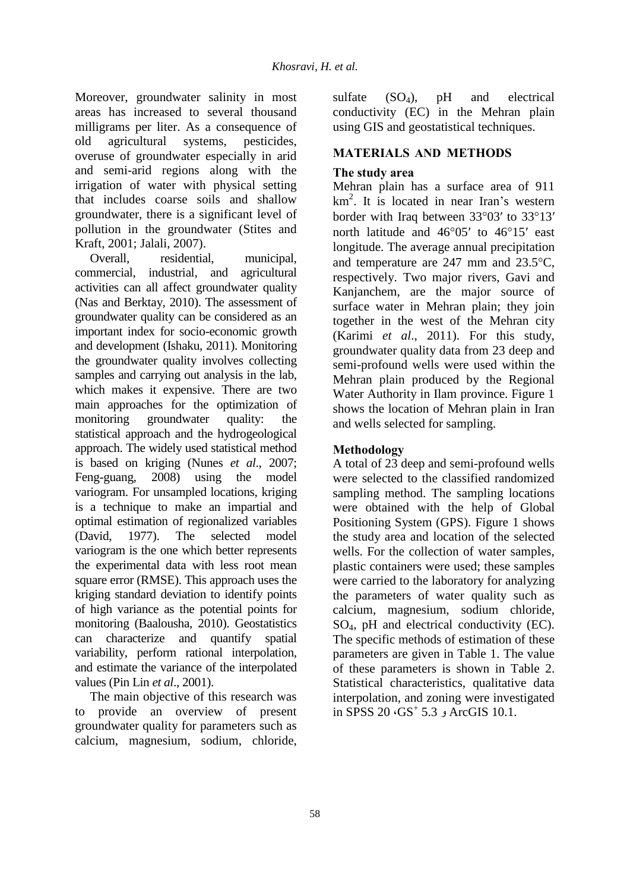Moreover, groundwater salinity in most areas has increased to several thousand milligrams per liter. As a consequence of old agricultural systems, pesticides, overuse of groundwater especially in arid and semi-arid regions along with the irrigation of water with physical setting that includes coarse soils and shallow groundwater, there is a significant level of pollution in the groundwater (Stites and Kraft, 2001; Jalali, 2007).

Overall, residential, municipal, commercial, industrial, and agricultural activities can all affect groundwater quality (Nas and Berktay, 2010). The assessment of groundwater quality can be considered as an important index for socio-economic growth and development (Ishaku, 2011). Monitoring the groundwater quality involves collecting samples and carrying out analysis in the lab, which makes it expensive. There are two main approaches for the optimization of monitoring groundwater quality: the statistical approach and the hydrogeological approach. The widely used statistical method is based on kriging (Nunes *et al*., 2007; Feng-guang, 2008) using the model variogram. For unsampled locations, kriging is a technique to make an impartial and optimal estimation of regionalized variables (David, 1977). The selected model variogram is the one which better represents the experimental data with less root mean square error (RMSE). This approach uses the kriging standard deviation to identify points of high variance as the potential points for monitoring (Baalousha, 2010). Geostatistics can characterize and quantify spatial variability, perform rational interpolation, and estimate the variance of the interpolated values (Pin Lin *et al*., 2001).

The main objective of this research was to provide an overview of present groundwater quality for parameters such as calcium, magnesium, sodium, chloride, sulfate ($SO_4$), pH and electrical conductivity (EC) in the Mehran plain using GIS and geostatistical techniques.

## MATERIALS AND METHODS

### The study area

Mehran plain has a surface area of 911 $km^2$. It is located in near Iran's western border with Iraq between 33°03′ to 33°13′ north latitude and 46°05′ to 46°15′ east longitude. The average annual precipitation and temperature are 247 mm and 23.5°C, respectively. Two major rivers, Gavi and Kanjanchem, are the major source of surface water in Mehran plain; they join together in the west of the Mehran city (Karimi *et al*., 2011). For this study, groundwater quality data from 23 deep and semi-profound wells were used within the Mehran plain produced by the Regional Water Authority in Ilam province. Figure 1 shows the location of Mehran plain in Iran and wells selected for sampling.

### Methodology

A total of 23 deep and semi-profound wells were selected to the classified randomized sampling method. The sampling locations were obtained with the help of Global Positioning System (GPS). Figure 1 shows the study area and location of the selected wells. For the collection of water samples, plastic containers were used; these samples were carried to the laboratory for analyzing the parameters of water quality such as calcium, magnesium, sodium chloride, $SO_4$, pH and electrical conductivity (EC). The specific methods of estimation of these parameters are given in Table 1. The value of these parameters is shown in Table 2. Statistical characteristics, qualitative data interpolation, and zoning were investigated in SPSS 20 ،$GS^+$ 5.3 و ArcGIS 10.1.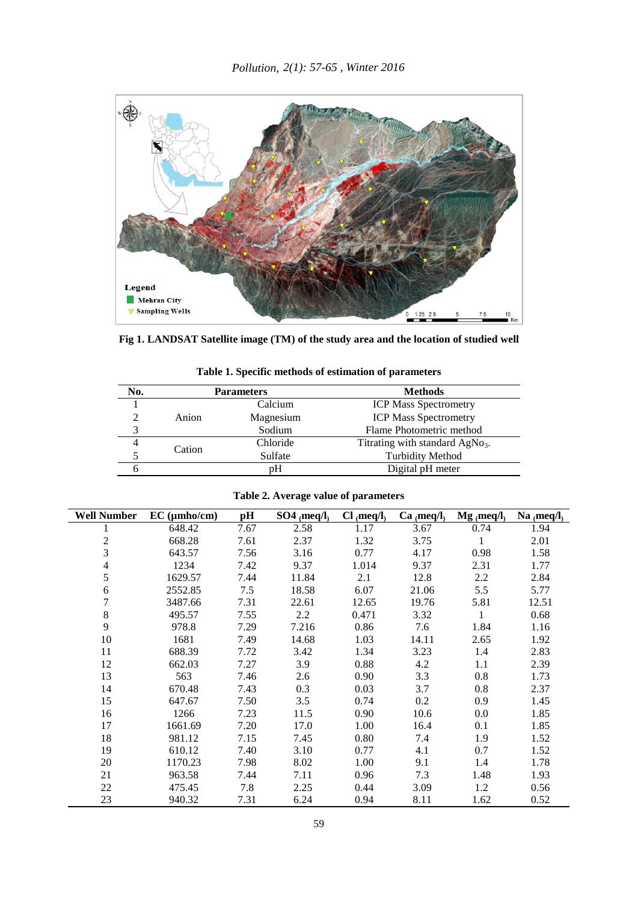**Fig 1. LANDSAT Satellite image (TM) of the study area and the location of studied well**

**Table 1. Specific methods of estimation of parameters**

| No. | Parameters | | Methods |
|---|---|---|---|
| 1 | Anion | Calcium | ICP Mass Spectrometry |
| 2 | | Magnesium | ICP Mass Spectrometry |
| 3 | | Sodium | Flame Photometric method |
| 4 | Cation | Chloride | Titrating with standard $AgNo_3$. |
| 5 | | Sulfate | Turbidity Method |
| 6 | | pH | Digital pH meter |

**Table 2. Average value of parameters**

| Well Number | EC (μmho/cm) | pH | SO4 (meq/l) | Cl (meq/l) | Ca (meq/l) | Mg (meq/l) | Na (meq/l) |
|---|---|---|---|---|---|---|---|
| 1 | 648.42 | 7.67 | 2.58 | 1.17 | 3.67 | 0.74 | 1.94 |
| 2 | 668.28 | 7.61 | 2.37 | 1.32 | 3.75 | 1 | 2.01 |
| 3 | 643.57 | 7.56 | 3.16 | 0.77 | 4.17 | 0.98 | 1.58 |
| 4 | 1234 | 7.42 | 9.37 | 1.014 | 9.37 | 2.31 | 1.77 |
| 5 | 1629.57 | 7.44 | 11.84 | 2.1 | 12.8 | 2.2 | 2.84 |
| 6 | 2552.85 | 7.5 | 18.58 | 6.07 | 21.06 | 5.5 | 5.77 |
| 7 | 3487.66 | 7.31 | 22.61 | 12.65 | 19.76 | 5.81 | 12.51 |
| 8 | 495.57 | 7.55 | 2.2 | 0.471 | 3.32 | 1 | 0.68 |
| 9 | 978.8 | 7.29 | 7.216 | 0.86 | 7.6 | 1.84 | 1.16 |
| 10 | 1681 | 7.49 | 14.68 | 1.03 | 14.11 | 2.65 | 1.92 |
| 11 | 688.39 | 7.72 | 3.42 | 1.34 | 3.23 | 1.4 | 2.83 |
| 12 | 662.03 | 7.27 | 3.9 | 0.88 | 4.2 | 1.1 | 2.39 |
| 13 | 563 | 7.46 | 2.6 | 0.90 | 3.3 | 0.8 | 1.73 |
| 14 | 670.48 | 7.43 | 0.3 | 0.03 | 3.7 | 0.8 | 2.37 |
| 15 | 647.67 | 7.50 | 3.5 | 0.74 | 0.2 | 0.9 | 1.45 |
| 16 | 1266 | 7.23 | 11.5 | 0.90 | 10.6 | 0.0 | 1.85 |
| 17 | 1661.69 | 7.20 | 17.0 | 1.00 | 16.4 | 0.1 | 1.85 |
| 18 | 981.12 | 7.15 | 7.45 | 0.80 | 7.4 | 1.9 | 1.52 |
| 19 | 610.12 | 7.40 | 3.10 | 0.77 | 4.1 | 0.7 | 1.52 |
| 20 | 1170.23 | 7.98 | 8.02 | 1.00 | 9.1 | 1.4 | 1.78 |
| 21 | 963.58 | 7.44 | 7.11 | 0.96 | 7.3 | 1.48 | 1.93 |
| 22 | 475.45 | 7.8 | 2.25 | 0.44 | 3.09 | 1.2 | 0.56 |
| 23 | 940.32 | 7.31 | 6.24 | 0.94 | 8.11 | 1.62 | 0.52 |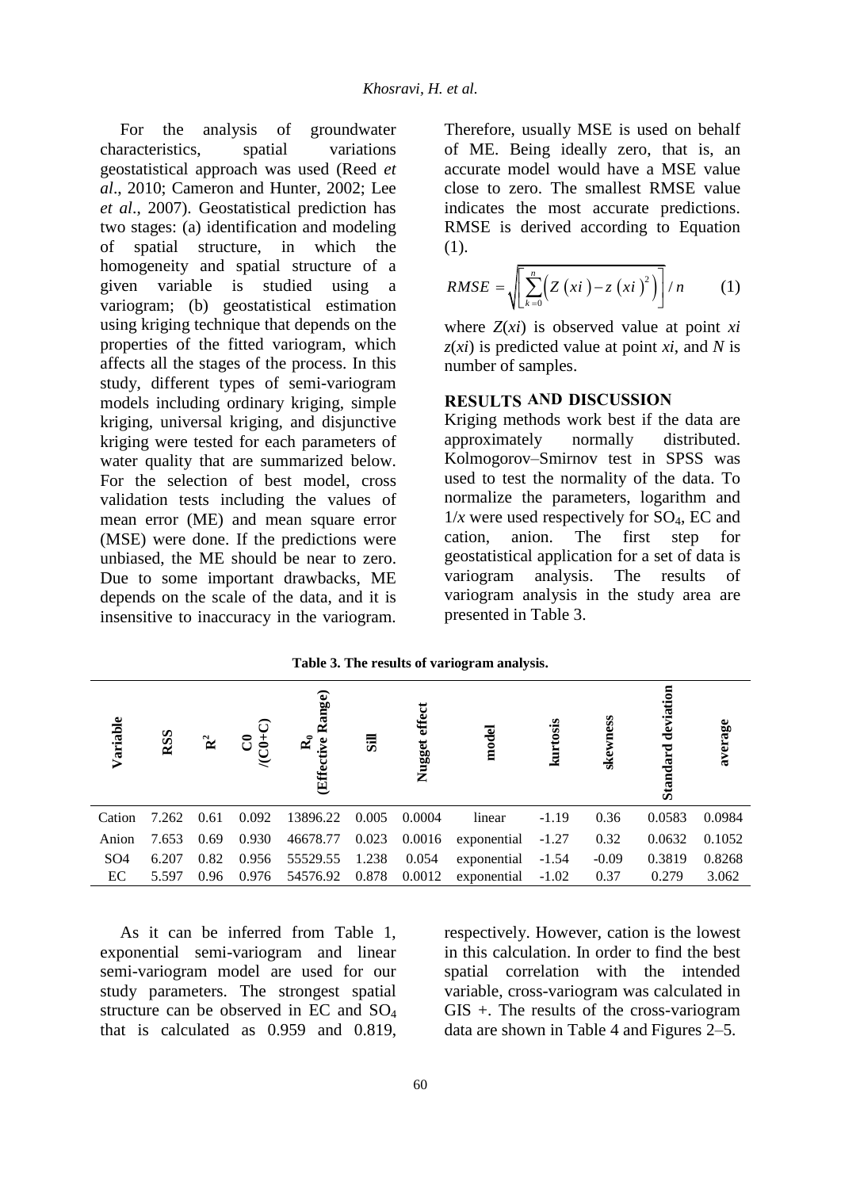For the analysis of groundwater characteristics, spatial variations geostatistical approach was used (Reed *et al*., 2010; Cameron and Hunter, 2002; Lee *et al*., 2007). Geostatistical prediction has two stages: (a) identification and modeling of spatial structure, in which the homogeneity and spatial structure of a given variable is studied using a variogram; (b) geostatistical estimation using kriging technique that depends on the properties of the fitted variogram, which affects all the stages of the process. In this study, different types of semi-variogram models including ordinary kriging, simple kriging, universal kriging, and disjunctive kriging were tested for each parameters of water quality that are summarized below. For the selection of best model, cross validation tests including the values of mean error (ME) and mean square error (MSE) were done. If the predictions were unbiased, the ME should be near to zero. Due to some important drawbacks, ME depends on the scale of the data, and it is insensitive to inaccuracy in the variogram. Therefore, usually MSE is used on behalf of ME. Being ideally zero, that is, an accurate model would have a MSE value close to zero. The smallest RMSE value indicates the most accurate predictions. RMSE is derived according to Equation (1).

$$RMSE = \sqrt{\left[ \sum_{k=0}^{n} \left( Z(xi) - z(xi)^{2} \right) \right] / n} \qquad (1)$$

where $Z(xi)$ is observed value at point $xi$ $z(xi)$ is predicted value at point $xi$, and $N$ is number of samples.

## RESULTS AND DISCUSSION

Kriging methods work best if the data are approximately normally distributed. Kolmogorov–Smirnov test in SPSS was used to test the normality of the data. To normalize the parameters, logarithm and $1/x$ were used respectively for $SO_4$, EC and cation, anion. The first step for geostatistical application for a set of data is variogram analysis. The results of variogram analysis in the study area are presented in Table 3.

**Table 3. The results of variogram analysis.**

| Variable | RSS | $R^2$ | C0 /(C0+C) | $R_0$ (Effective Range) | Sill | Nugget effect | model | kurtosis | skewness | Standard deviation | average |
|---|---|---|---|---|---|---|---|---|---|---|---|
| Cation | 7.262 | 0.61 | 0.092 | 13896.22 | 0.005 | 0.0004 | linear | -1.19 | 0.36 | 0.0583 | 0.0984 |
| Anion | 7.653 | 0.69 | 0.930 | 46678.77 | 0.023 | 0.0016 | exponential | -1.27 | 0.32 | 0.0632 | 0.1052 |
| SO4 | 6.207 | 0.82 | 0.956 | 55529.55 | 1.238 | 0.054 | exponential | -1.54 | -0.09 | 0.3819 | 0.8268 |
| EC | 5.597 | 0.96 | 0.976 | 54576.92 | 0.878 | 0.0012 | exponential | -1.02 | 0.37 | 0.279 | 3.062 |

As it can be inferred from Table 1, exponential semi-variogram and linear semi-variogram model are used for our study parameters. The strongest spatial structure can be observed in EC and $SO_4$ that is calculated as 0.959 and 0.819, respectively. However, cation is the lowest in this calculation. In order to find the best spatial correlation with the intended variable, cross-variogram was calculated in GIS +. The results of the cross-variogram data are shown in Table 4 and Figures 2–5.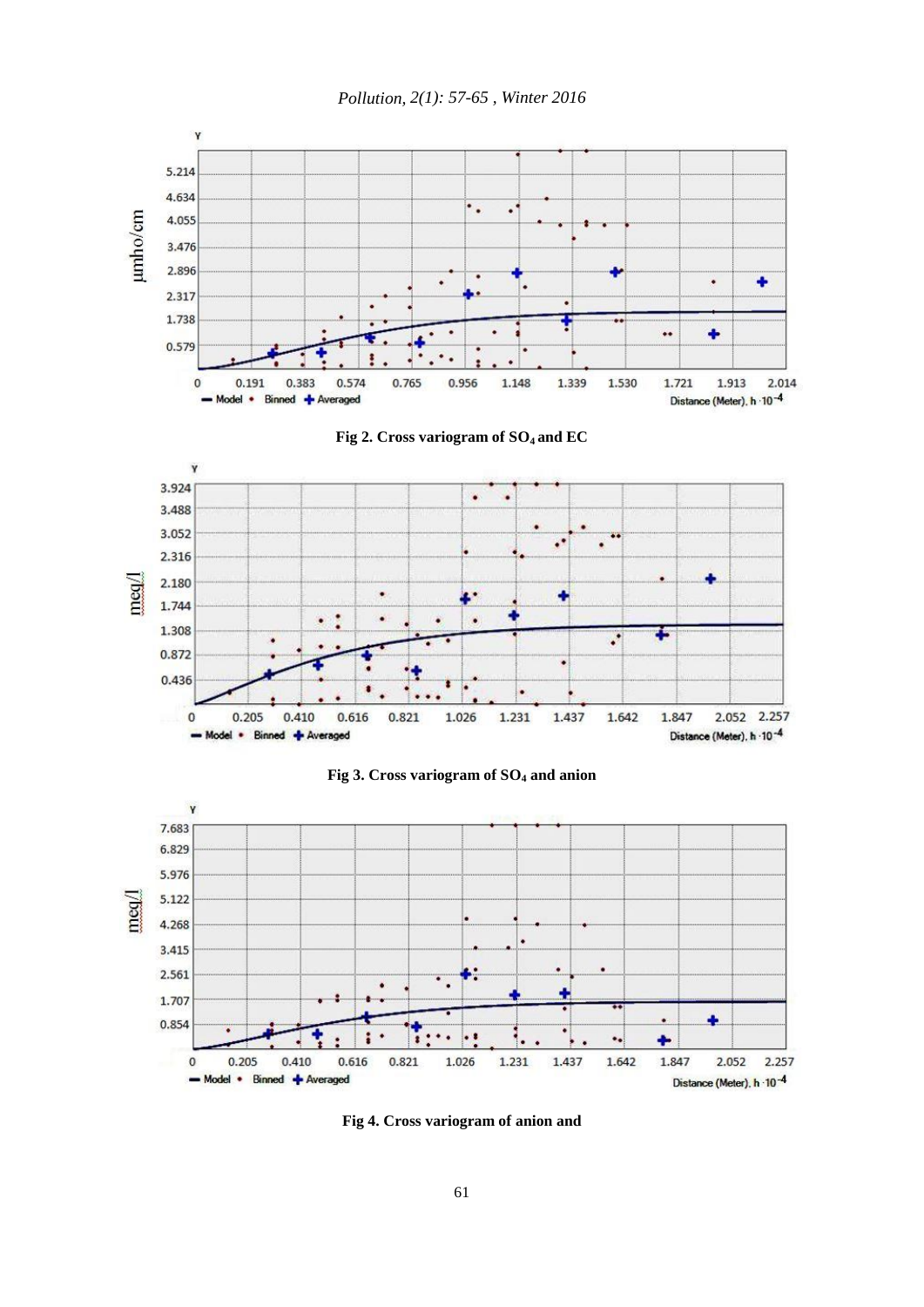Fig 2. Cross variogram of $SO_4$ and EC

Fig 3. Cross variogram of $SO_4$ and anion

Fig 4. Cross variogram of anion and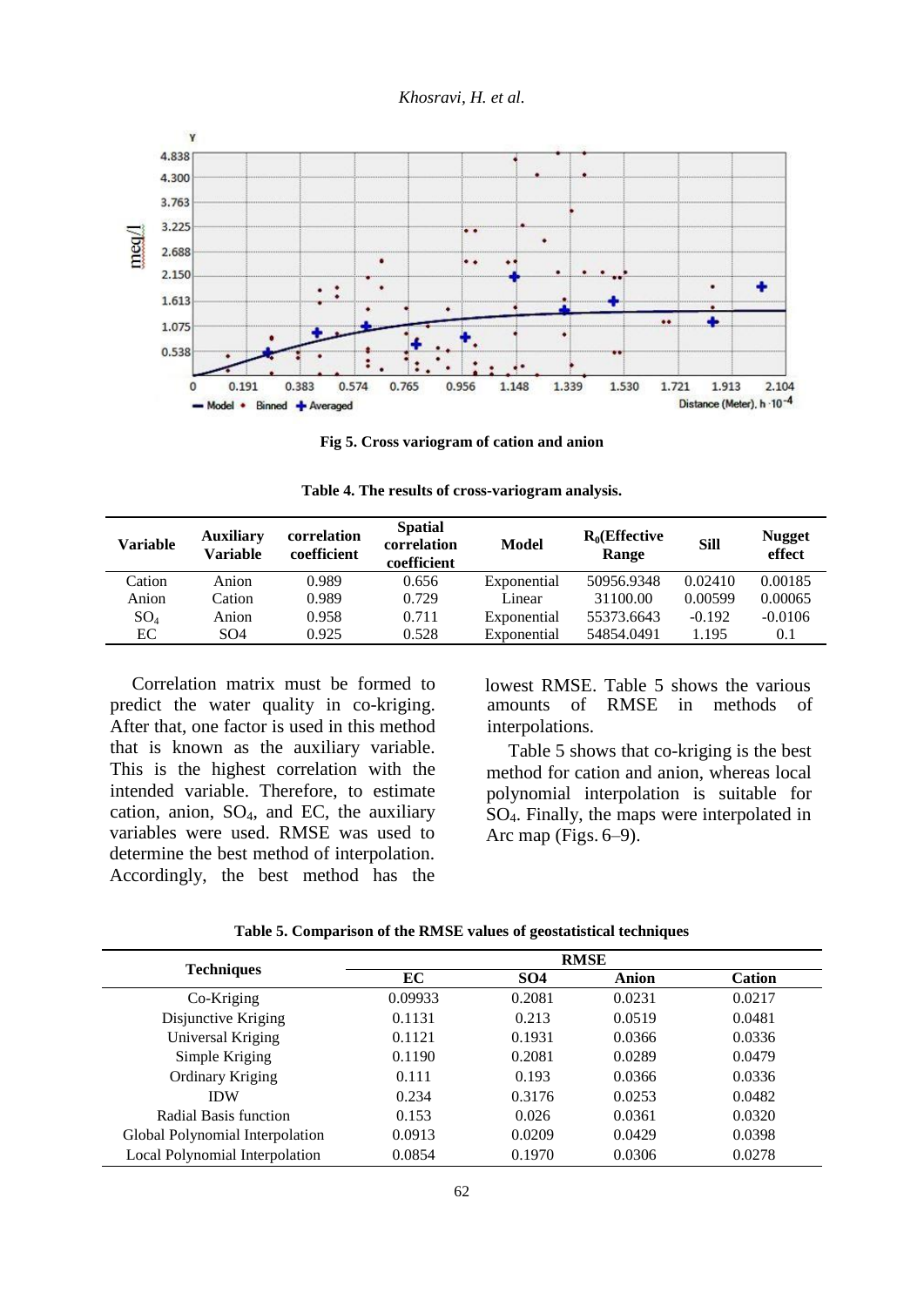Fig 5. Cross variogram of cation and anion

**Table 4. The results of cross-variogram analysis.**

| Variable | Auxiliary Variable | correlation coefficient | Spatial correlation coefficient | Model | $R_0$(Effective Range | Sill | Nugget effect |
|---|---|---|---|---|---|---|---|
| Cation | Anion | 0.989 | 0.656 | Exponential | 50956.9348 | 0.02410 | 0.00185 |
| Anion | Cation | 0.989 | 0.729 | Linear | 31100.00 | 0.00599 | 0.00065 |
| $SO_4$ | Anion | 0.958 | 0.711 | Exponential | 55373.6643 | -0.192 | -0.0106 |
| EC | SO4 | 0.925 | 0.528 | Exponential | 54854.0491 | 1.195 | 0.1 |

Correlation matrix must be formed to predict the water quality in co-kriging. After that, one factor is used in this method that is known as the auxiliary variable. This is the highest correlation with the intended variable. Therefore, to estimate cation, anion, $SO_4$, and EC, the auxiliary variables were used. RMSE was used to determine the best method of interpolation. Accordingly, the best method has the lowest RMSE. Table 5 shows the various amounts of RMSE in methods of interpolations.

Table 5 shows that co-kriging is the best method for cation and anion, whereas local polynomial interpolation is suitable for $SO_4$. Finally, the maps were interpolated in Arc map (Figs. 6–9).

**Table 5. Comparison of the RMSE values of geostatistical techniques**

| Techniques | RMSE | | | |
|---|---|---|---|---|
| | EC | SO4 | Anion | Cation |
| Co-Kriging | 0.09933 | 0.2081 | 0.0231 | 0.0217 |
| Disjunctive Kriging | 0.1131 | 0.213 | 0.0519 | 0.0481 |
| Universal Kriging | 0.1121 | 0.1931 | 0.0366 | 0.0336 |
| Simple Kriging | 0.1190 | 0.2081 | 0.0289 | 0.0479 |
| Ordinary Kriging | 0.111 | 0.193 | 0.0366 | 0.0336 |
| IDW | 0.234 | 0.3176 | 0.0253 | 0.0482 |
| Radial Basis function | 0.153 | 0.026 | 0.0361 | 0.0320 |
| Global Polynomial Interpolation | 0.0913 | 0.0209 | 0.0429 | 0.0398 |
| Local Polynomial Interpolation | 0.0854 | 0.1970 | 0.0306 | 0.0278 |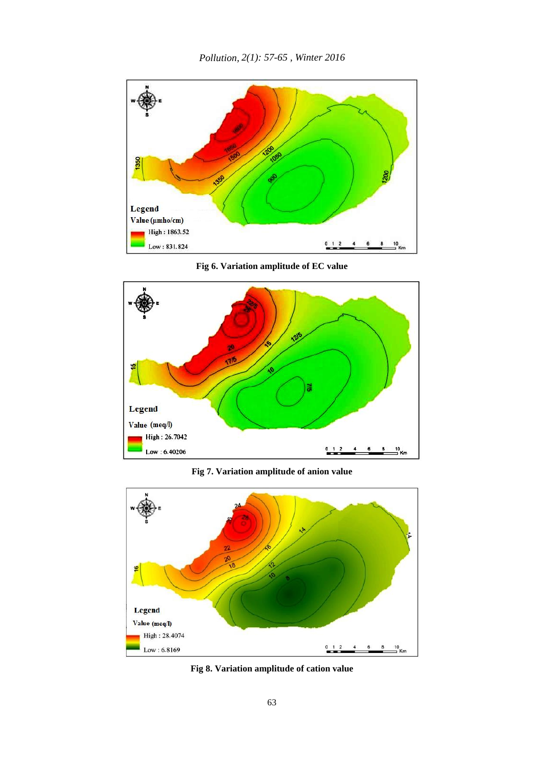Fig 6. Variation amplitude of EC value

Fig 7. Variation amplitude of anion value

Fig 8. Variation amplitude of cation value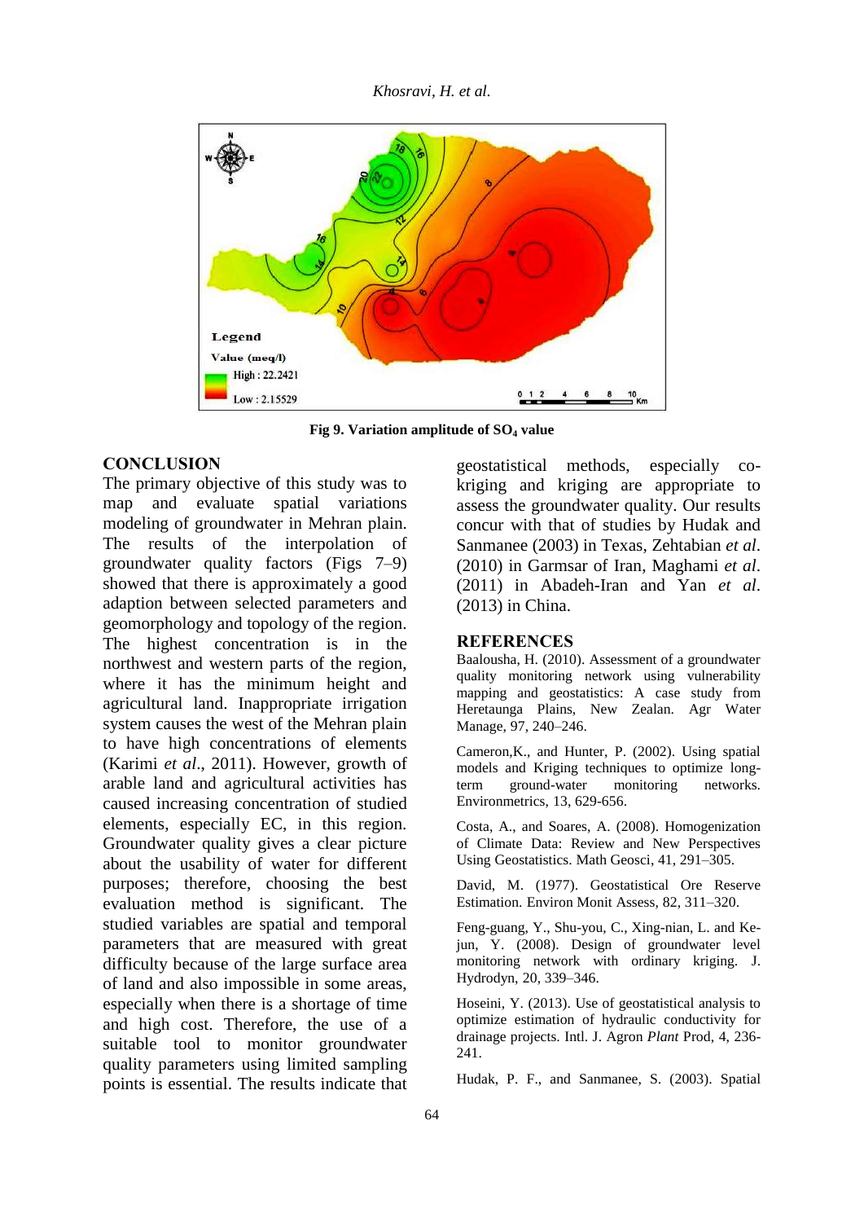Fig 9. Variation amplitude of $SO_4$ value

## CONCLUSION

The primary objective of this study was to map and evaluate spatial variations modeling of groundwater in Mehran plain. The results of the interpolation of groundwater quality factors (Figs 7–9) showed that there is approximately a good adaption between selected parameters and geomorphology and topology of the region. The highest concentration is in the northwest and western parts of the region, where it has the minimum height and agricultural land. Inappropriate irrigation system causes the west of the Mehran plain to have high concentrations of elements (Karimi *et al*., 2011). However, growth of arable land and agricultural activities has caused increasing concentration of studied elements, especially EC, in this region. Groundwater quality gives a clear picture about the usability of water for different purposes; therefore, choosing the best evaluation method is significant. The studied variables are spatial and temporal parameters that are measured with great difficulty because of the large surface area of land and also impossible in some areas, especially when there is a shortage of time and high cost. Therefore, the use of a suitable tool to monitor groundwater quality parameters using limited sampling points is essential. The results indicate that geostatistical methods, especially co-kriging and kriging are appropriate to assess the groundwater quality. Our results concur with that of studies by Hudak and Sanmanee (2003) in Texas, Zehtabian *et al*. (2010) in Garmsar of Iran, Maghami *et al*. (2011) in Abadeh-Iran and Yan *et al*. (2013) in China.

## REFERENCES

Baalousha, H. (2010). Assessment of a groundwater quality monitoring network using vulnerability mapping and geostatistics: A case study from Heretaunga Plains, New Zealand. Agr Water Manage, 97, 240–246.

Cameron,K., and Hunter, P. (2002). Using spatial models and Kriging techniques to optimize long-term ground-water monitoring networks. Environmetrics, 13, 629-656.

Costa, A., and Soares, A. (2008). Homogenization of Climate Data: Review and New Perspectives Using Geostatistics. Math Geosci, 41, 291–305.

David, M. (1977). Geostatistical Ore Reserve Estimation. Environ Monit Assess, 82, 311–320.

Feng-guang, Y., Shu-you, C., Xing-nian, L. and Ke-jun, Y. (2008). Design of groundwater level monitoring network with ordinary kriging. J. Hydrodyn, 20, 339–346.

Hoseini, Y. (2013). Use of geostatistical analysis to optimize estimation of hydraulic conductivity for drainage projects. Intl. J. Agron *Plant* Prod, 4, 236-241.

Hudak, P. F., and Sanmanee, S. (2003). Spatial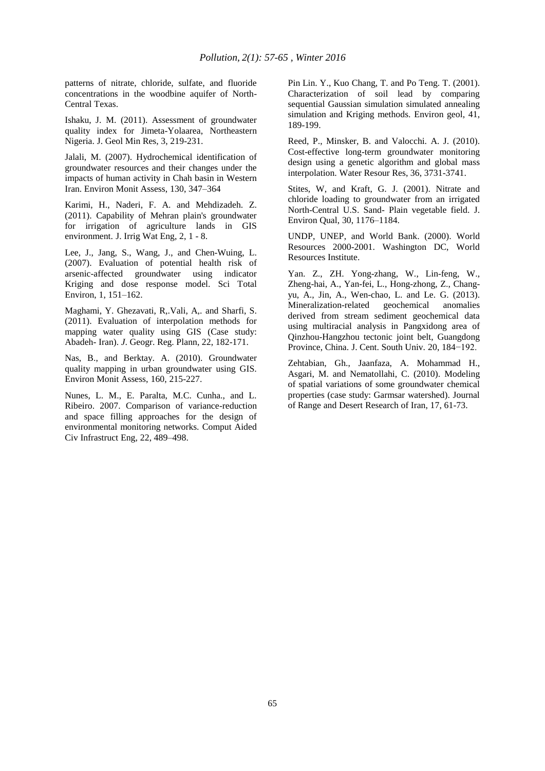patterns of nitrate, chloride, sulfate, and fluoride concentrations in the woodbine aquifer of North-Central Texas.

Ishaku, J. M. (2011). Assessment of groundwater quality index for Jimeta-Yolaarea, Northeastern Nigeria. J. Geol Min Res, 3, 219-231.

Jalali, M. (2007). Hydrochemical identification of groundwater resources and their changes under the impacts of human activity in Chah basin in Western Iran. Environ Monit Assess, 130, 347–364

Karimi, H., Naderi, F. A. and Mehdizadeh. Z. (2011). Capability of Mehran plain's groundwater for irrigation of agriculture lands in GIS environment. J. Irrig Wat Eng, 2, 1 - 8.

Lee, J., Jang, S., Wang, J., and Chen-Wuing, L. (2007). Evaluation of potential health risk of arsenic-affected groundwater using indicator Kriging and dose response model. Sci Total Environ, 1, 151–162.

Maghami, Y. Ghezavati, R,.Vali, A,. and Sharfi, S. (2011). Evaluation of interpolation methods for mapping water quality using GIS (Case study: Abadeh- Iran). *J*. Geogr. Reg. Plann, 22, 182-171.

Nas, B., and Berktay. A. (2010). Groundwater quality mapping in urban groundwater using GIS. Environ Monit Assess, 160, 215-227.

Nunes, L. M., E. Paralta, M.C. Cunha., and L. Ribeiro. 2007. Comparison of variance-reduction and space filling approaches for the design of environmental monitoring networks. Comput Aided Civ Infrastruct Eng, 22, 489–498.

Pin Lin. Y., Kuo Chang, T. and Po Teng. T. (2001). Characterization of soil lead by comparing sequential Gaussian simulation simulated annealing simulation and Kriging methods. Environ geol, 41, 189-199.

Reed, P., Minsker, B. and Valocchi. A. J. (2010). Cost-effective long-term groundwater monitoring design using a genetic algorithm and global mass interpolation. Water Resour Res, 36, 3731-3741.

Stites, W, and Kraft, G. J. (2001). Nitrate and chloride loading to groundwater from an irrigated North-Central U.S. Sand- Plain vegetable field. J. Environ Qual, 30, 1176–1184.

UNDP, UNEP, and World Bank. (2000). World Resources 2000-2001. Washington DC, World Resources Institute.

Yan. Z., ZH. Yong-zhang, W., Lin-feng, W., Zheng-hai, A., Yan-fei, L., Hong-zhong, Z., Chang-yu, A., Jin, A., Wen-chao, L. and Le. G. (2013). Mineralization-related geochemical anomalies derived from stream sediment geochemical data using multiracial analysis in Pangxidong area of Qinzhou-Hangzhou tectonic joint belt, Guangdong Province, China. J. Cent. South Univ. 20, 184−192.

Zehtabian, Gh., Jaanfaza, A. Mohammad H., Asgari, M. and Nematollahi, C. (2010). Modeling of spatial variations of some groundwater chemical properties (case study: Garmsar watershed). Journal of Range and Desert Research of Iran, 17, 61-73.